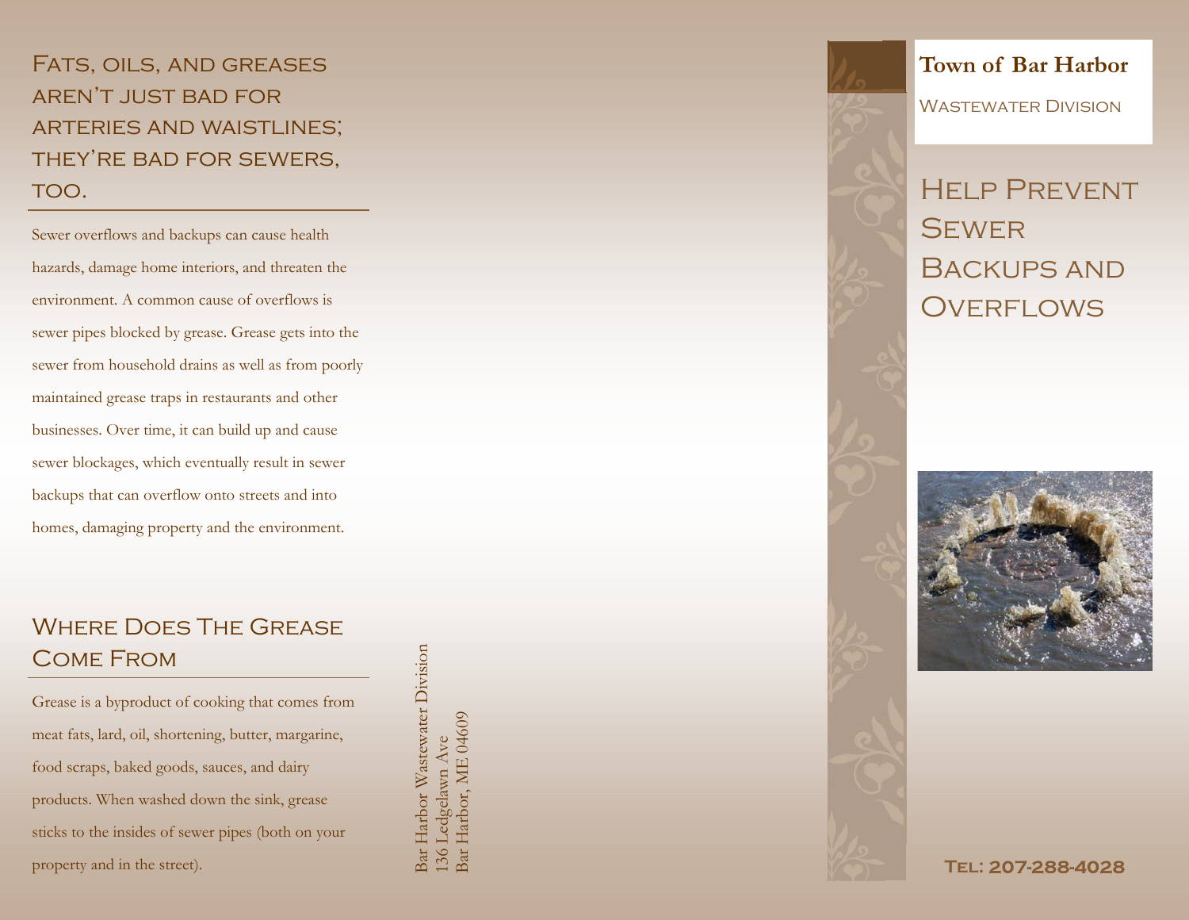## Fats, oils, and greases aren't just bad for arteries and waistlines; they're bad for sewers, too.

Sewer overflows and backups can cause health hazards, damage home interiors, and threaten the environment. A common cause of overflows is sewer pipes blocked by grease. Grease gets into the sewer from household drains as well as from poorly maintained grease traps in restaurants and other businesses. Over time, it can build up and cause sewer blockages, which eventually result in sewer backups that can overflow onto streets and into homes, damaging property and the environment.

## Where Does The Grease Come From

Grease is a byproduct of cooking that comes from meat fats, lard, oil, shortening, butter, margarine, food scraps, baked goods, sauces, and dairy products. When washed down the sink, grease sticks to the insides of sewer pipes (both on your property and in the street).

Bar Harbor Wastewater Division
136 Ledgelawn Ave
Bar Harbor, ME 04609

**Town of Bar Harbor**

Wastewater Division

# Help Prevent Sewer Backups and Overflows

**Tel: 207-288-4028**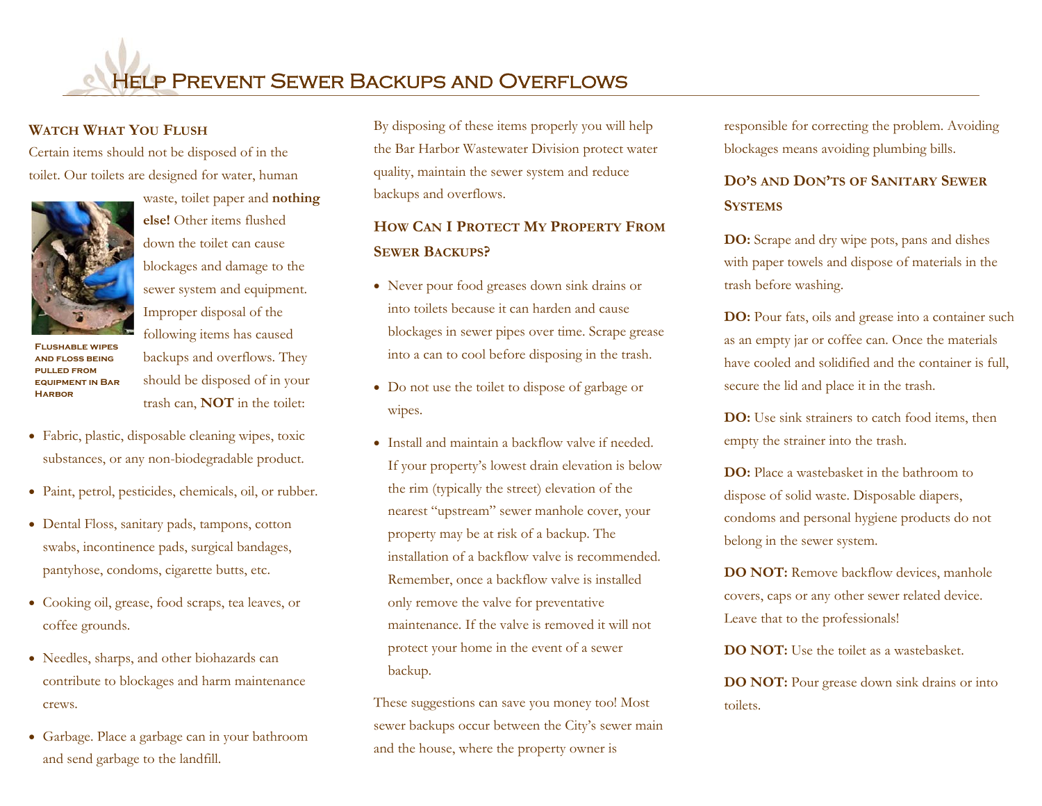# Help Prevent Sewer Backups and Overflows

## Watch What You Flush

Certain items should not be disposed of in the toilet. Our toilets are designed for water, human waste, toilet paper and **nothing else!** Other items flushed down the toilet can cause blockages and damage to the sewer system and equipment. Improper disposal of the following items has caused backups and overflows. They should be disposed of in your trash can, **NOT** in the toilet:

Flushable wipes and floss being pulled from equipment in Bar Harbor

- Fabric, plastic, disposable cleaning wipes, toxic substances, or any non-biodegradable product.
- Paint, petrol, pesticides, chemicals, oil, or rubber.
- Dental Floss, sanitary pads, tampons, cotton swabs, incontinence pads, surgical bandages, pantyhose, condoms, cigarette butts, etc.
- Cooking oil, grease, food scraps, tea leaves, or coffee grounds.
- Needles, sharps, and other biohazards can contribute to blockages and harm maintenance crews.
- Garbage. Place a garbage can in your bathroom and send garbage to the landfill.

By disposing of these items properly you will help the Bar Harbor Wastewater Division protect water quality, maintain the sewer system and reduce backups and overflows.

## How Can I Protect My Property From Sewer Backups?

- Never pour food greases down sink drains or into toilets because it can harden and cause blockages in sewer pipes over time. Scrape grease into a can to cool before disposing in the trash.
- Do not use the toilet to dispose of garbage or wipes.
- Install and maintain a backflow valve if needed. If your property's lowest drain elevation is below the rim (typically the street) elevation of the nearest "upstream" sewer manhole cover, your property may be at risk of a backup. The installation of a backflow valve is recommended. Remember, once a backflow valve is installed only remove the valve for preventative maintenance. If the valve is removed it will not protect your home in the event of a sewer backup.

These suggestions can save you money too! Most sewer backups occur between the City's sewer main and the house, where the property owner is responsible for correcting the problem. Avoiding blockages means avoiding plumbing bills.

## Do's and Don'ts of Sanitary Sewer Systems

**DO:** Scrape and dry wipe pots, pans and dishes with paper towels and dispose of materials in the trash before washing.

**DO:** Pour fats, oils and grease into a container such as an empty jar or coffee can. Once the materials have cooled and solidified and the container is full, secure the lid and place it in the trash.

**DO:** Use sink strainers to catch food items, then empty the strainer into the trash.

**DO:** Place a wastebasket in the bathroom to dispose of solid waste. Disposable diapers, condoms and personal hygiene products do not belong in the sewer system.

**DO NOT:** Remove backflow devices, manhole covers, caps or any other sewer related device. Leave that to the professionals!

**DO NOT:** Use the toilet as a wastebasket.

**DO NOT:** Pour grease down sink drains or into toilets.